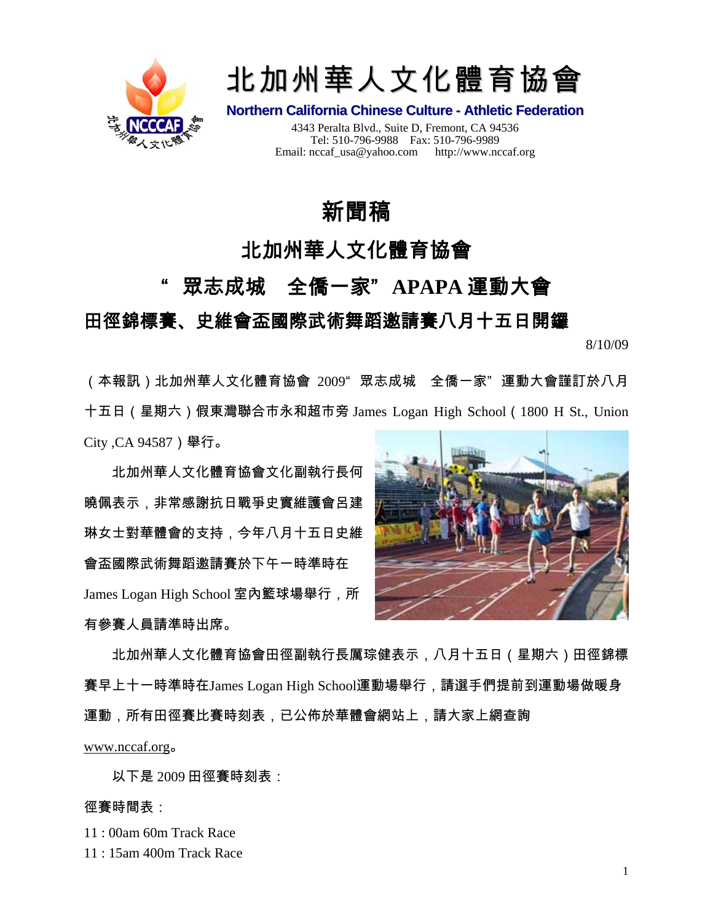# 北加州華人文化體育協會

**Northern California Chinese Culture - Athletic Federation**

4343 Peralta Blvd., Suite D, Fremont, CA 94536
Tel: 510-796-9988 Fax: 510-796-9989
Email: nccaf_usa@yahoo.com http://www.nccaf.org

## 新聞稿

## 北加州華人文化體育協會

## “ 眾志成城 全僑一家”APAPA 運動大會

## 田徑錦標賽、史維會盃國際武術舞蹈邀請賽八月十五日開鑼

8/10/09

（本報訊）北加州華人文化體育協會 2009“ 眾志成城 全僑一家”運動大會謹訂於八月十五日（星期六）假東灣聯合市永和超市旁 James Logan High School（1800 H St., Union City ,CA 94587）舉行。

北加州華人文化體育協會文化副執行長何曉佩表示，非常感謝抗日戰爭史實維護會呂建琳女士對華體會的支持，今年八月十五日史維會盃國際武術舞蹈邀請賽於下午一時準時在 James Logan High School 室內籃球場舉行，所有參賽人員請準時出席。

北加州華人文化體育協會田徑副執行長厲琮健表示，八月十五日（星期六）田徑錦標賽早上十一時準時在James Logan High School運動場舉行，請選手們提前到運動場做暖身運動，所有田徑賽比賽時刻表，已公佈於華體會網站上，請大家上網查詢 www.nccaf.org。

以下是 2009 田徑賽時刻表：

徑賽時間表：

11 : 00am 60m Track Race
11 : 15am 400m Track Race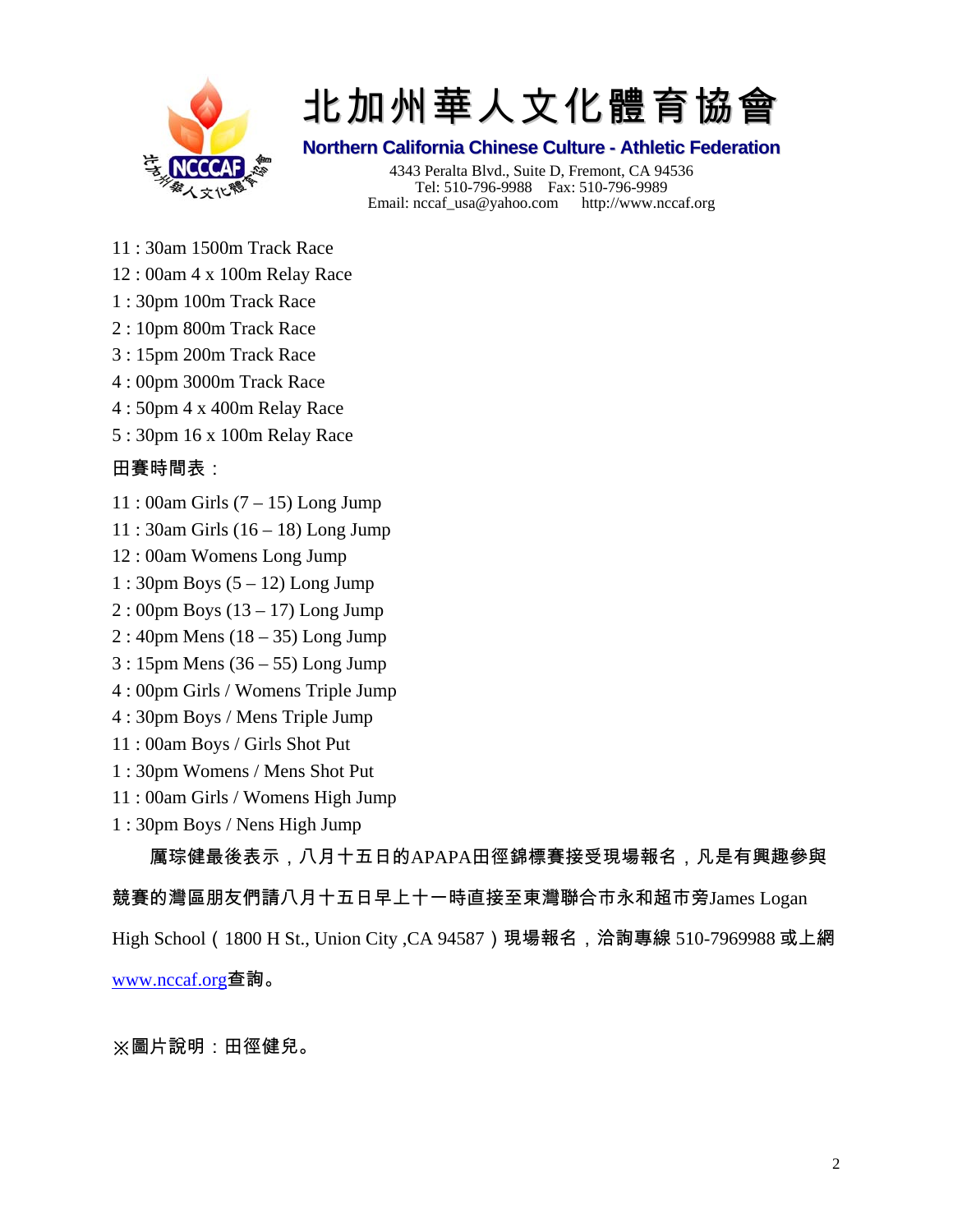# 北加州華人文化體育協會

**Northern California Chinese Culture - Athletic Federation**

4343 Peralta Blvd., Suite D, Fremont, CA 94536
Tel: 510-796-9988 Fax: 510-796-9989
Email: nccaf_usa@yahoo.com http://www.nccaf.org

11 : 30am 1500m Track Race
12 : 00am 4 x 100m Relay Race
1 : 30pm 100m Track Race
2 : 10pm 800m Track Race
3 : 15pm 200m Track Race
4 : 00pm 3000m Track Race
4 : 50pm 4 x 400m Relay Race
5 : 30pm 16 x 100m Relay Race

田賽時間表：

11 : 00am Girls (7 – 15) Long Jump
11 : 30am Girls (16 – 18) Long Jump
12 : 00am Womens Long Jump
1 : 30pm Boys (5 – 12) Long Jump
2 : 00pm Boys (13 – 17) Long Jump
2 : 40pm Mens (18 – 35) Long Jump
3 : 15pm Mens (36 – 55) Long Jump
4 : 00pm Girls / Womens Triple Jump
4 : 30pm Boys / Mens Triple Jump
11 : 00am Boys / Girls Shot Put
1 : 30pm Womens / Mens Shot Put
11 : 00am Girls / Womens High Jump
1 : 30pm Boys / Nens High Jump

厲琮健最後表示，八月十五日的APAPA田徑錦標賽接受現場報名，凡是有興趣參與競賽的灣區朋友們請八月十五日早上十一時直接至東灣聯合市永和超市旁James Logan High School（1800 H St., Union City ,CA 94587）現場報名，洽詢專線 510-7969988 或上網www.nccaf.org查詢。

※圖片說明：田徑健兒。